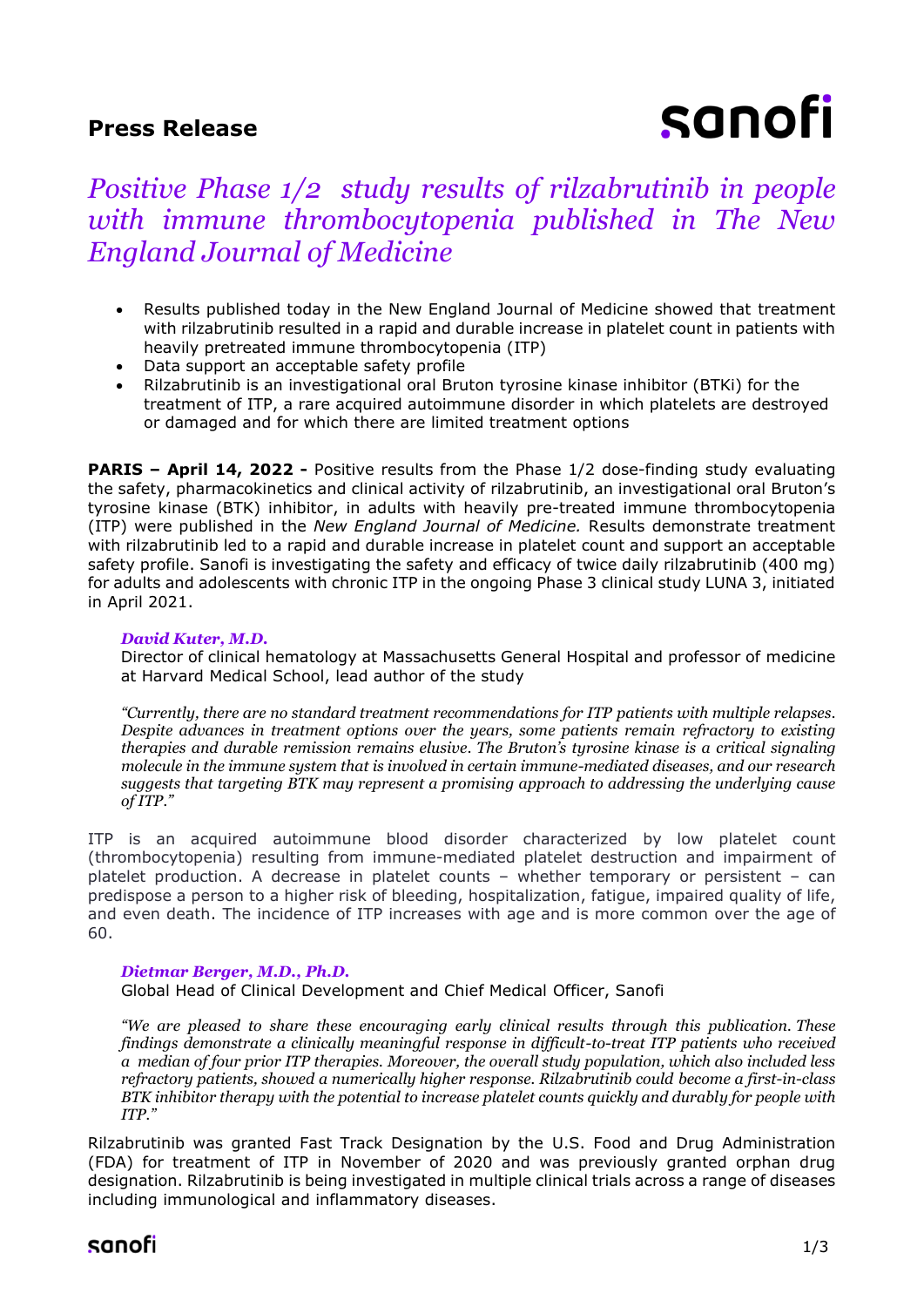**Press Release**

# *Positive Phase 1/2 study results of rilzabrutinib in people with immune thrombocytopenia published in The New England Journal of Medicine*

- Results published today in the New England Journal of Medicine showed that treatment with rilzabrutinib resulted in a rapid and durable increase in platelet count in patients with heavily pretreated immune thrombocytopenia (ITP)
- Data support an acceptable safety profile
- Rilzabrutinib is an investigational oral Bruton tyrosine kinase inhibitor (BTKi) for the treatment of ITP, a rare acquired autoimmune disorder in which platelets are destroyed or damaged and for which there are limited treatment options

**PARIS – April 14, 2022 -** Positive results from the Phase 1/2 dose-finding study evaluating the safety, pharmacokinetics and clinical activity of rilzabrutinib, an investigational oral Bruton's tyrosine kinase (BTK) inhibitor, in adults with heavily pre-treated immune thrombocytopenia (ITP) were published in the *New England Journal of Medicine.* Results demonstrate treatment with rilzabrutinib led to a rapid and durable increase in platelet count and support an acceptable safety profile. Sanofi is investigating the safety and efficacy of twice daily rilzabrutinib (400 mg) for adults and adolescents with chronic ITP in the ongoing Phase 3 clinical study LUNA 3, initiated in April 2021.

***David Kuter, M.D.***
Director of clinical hematology at Massachusetts General Hospital and professor of medicine at Harvard Medical School, lead author of the study

*"Currently, there are no standard treatment recommendations for ITP patients with multiple relapses. Despite advances in treatment options over the years, some patients remain refractory to existing therapies and durable remission remains elusive. The Bruton's tyrosine kinase is a critical signaling molecule in the immune system that is involved in certain immune-mediated diseases, and our research suggests that targeting BTK may represent a promising approach to addressing the underlying cause of ITP."*

ITP is an acquired autoimmune blood disorder characterized by low platelet count (thrombocytopenia) resulting from immune-mediated platelet destruction and impairment of platelet production. A decrease in platelet counts – whether temporary or persistent – can predispose a person to a higher risk of bleeding, hospitalization, fatigue, impaired quality of life, and even death. The incidence of ITP increases with age and is more common over the age of 60.

***Dietmar Berger, M.D., Ph.D.***
Global Head of Clinical Development and Chief Medical Officer, Sanofi

*"We are pleased to share these encouraging early clinical results through this publication. These findings demonstrate a clinically meaningful response in difficult-to-treat ITP patients who received a median of four prior ITP therapies. Moreover, the overall study population, which also included less refractory patients, showed a numerically higher response. Rilzabrutinib could become a first-in-class BTK inhibitor therapy with the potential to increase platelet counts quickly and durably for people with ITP."*

Rilzabrutinib was granted Fast Track Designation by the U.S. Food and Drug Administration (FDA) for treatment of ITP in November of 2020 and was previously granted orphan drug designation. Rilzabrutinib is being investigated in multiple clinical trials across a range of diseases including immunological and inflammatory diseases.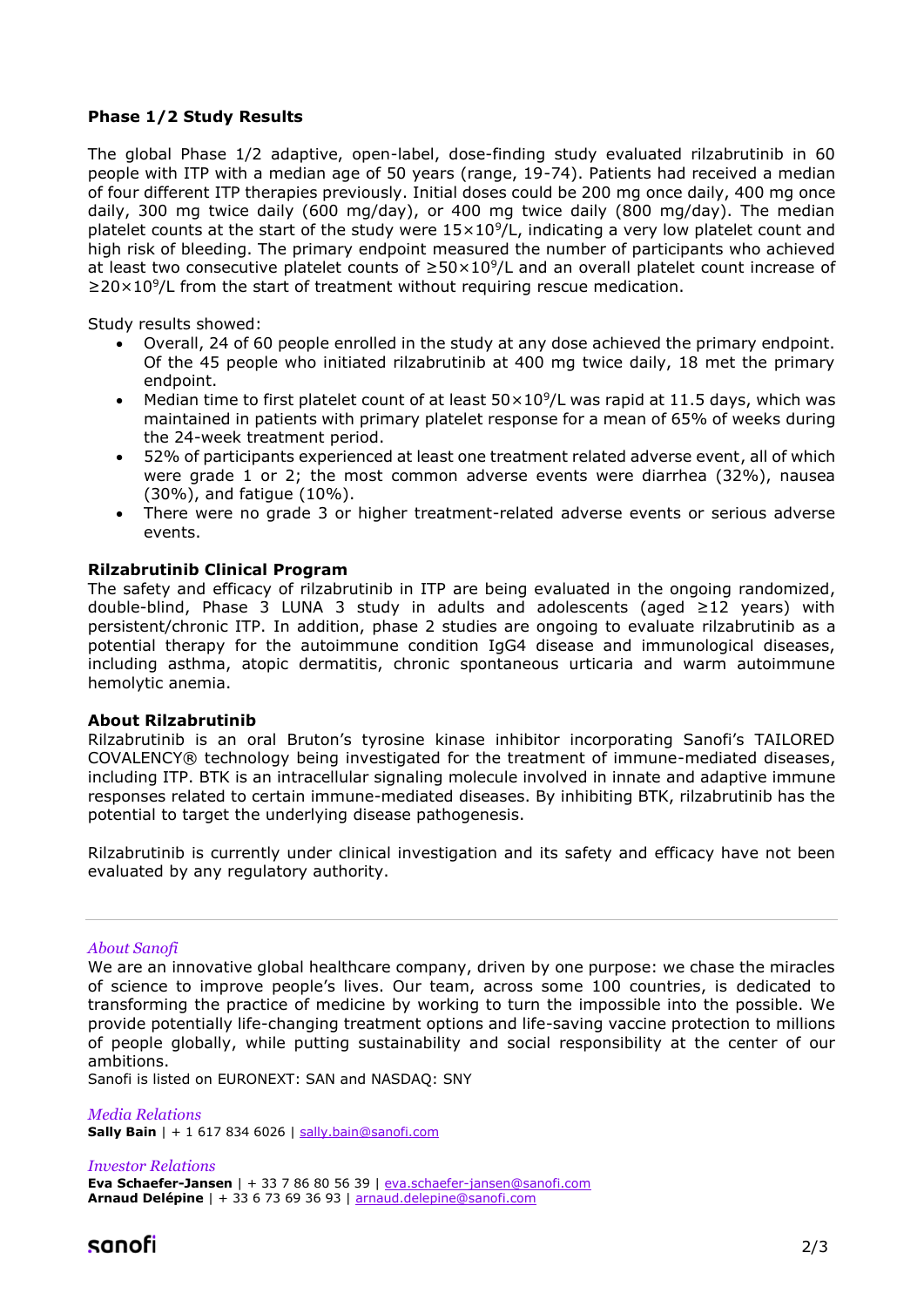**Phase 1/2 Study Results**

The global Phase 1/2 adaptive, open-label, dose-finding study evaluated rilzabrutinib in 60 people with ITP with a median age of 50 years (range, 19-74). Patients had received a median of four different ITP therapies previously. Initial doses could be 200 mg once daily, 400 mg once daily, 300 mg twice daily (600 mg/day), or 400 mg twice daily (800 mg/day). The median platelet counts at the start of the study were $15\times10^9$/L, indicating a very low platelet count and high risk of bleeding. The primary endpoint measured the number of participants who achieved at least two consecutive platelet counts of $\geq50\times10^9$/L and an overall platelet count increase of $\geq20\times10^9$/L from the start of treatment without requiring rescue medication.

Study results showed:

- Overall, 24 of 60 people enrolled in the study at any dose achieved the primary endpoint. Of the 45 people who initiated rilzabrutinib at 400 mg twice daily, 18 met the primary endpoint.
- Median time to first platelet count of at least $50\times10^9$/L was rapid at 11.5 days, which was maintained in patients with primary platelet response for a mean of 65% of weeks during the 24-week treatment period.
- 52% of participants experienced at least one treatment related adverse event, all of which were grade 1 or 2; the most common adverse events were diarrhea (32%), nausea (30%), and fatigue (10%).
- There were no grade 3 or higher treatment-related adverse events or serious adverse events.

**Rilzabrutinib Clinical Program**

The safety and efficacy of rilzabrutinib in ITP are being evaluated in the ongoing randomized, double-blind, Phase 3 LUNA 3 study in adults and adolescents (aged ≥12 years) with persistent/chronic ITP. In addition, phase 2 studies are ongoing to evaluate rilzabrutinib as a potential therapy for the autoimmune condition IgG4 disease and immunological diseases, including asthma, atopic dermatitis, chronic spontaneous urticaria and warm autoimmune hemolytic anemia.

**About Rilzabrutinib**

Rilzabrutinib is an oral Bruton's tyrosine kinase inhibitor incorporating Sanofi's TAILORED COVALENCY® technology being investigated for the treatment of immune-mediated diseases, including ITP. BTK is an intracellular signaling molecule involved in innate and adaptive immune responses related to certain immune-mediated diseases. By inhibiting BTK, rilzabrutinib has the potential to target the underlying disease pathogenesis.

Rilzabrutinib is currently under clinical investigation and its safety and efficacy have not been evaluated by any regulatory authority.

---

*About Sanofi*

We are an innovative global healthcare company, driven by one purpose: we chase the miracles of science to improve people's lives. Our team, across some 100 countries, is dedicated to transforming the practice of medicine by working to turn the impossible into the possible. We provide potentially life-changing treatment options and life-saving vaccine protection to millions of people globally, while putting sustainability and social responsibility at the center of our ambitions.

Sanofi is listed on EURONEXT: SAN and NASDAQ: SNY

*Media Relations*

**Sally Bain** | + 1 617 834 6026 | sally.bain@sanofi.com

*Investor Relations*

**Eva Schaefer-Jansen** | + 33 7 86 80 56 39 | eva.schaefer-jansen@sanofi.com
**Arnaud Delépine** | + 33 6 73 69 36 93 | arnaud.delepine@sanofi.com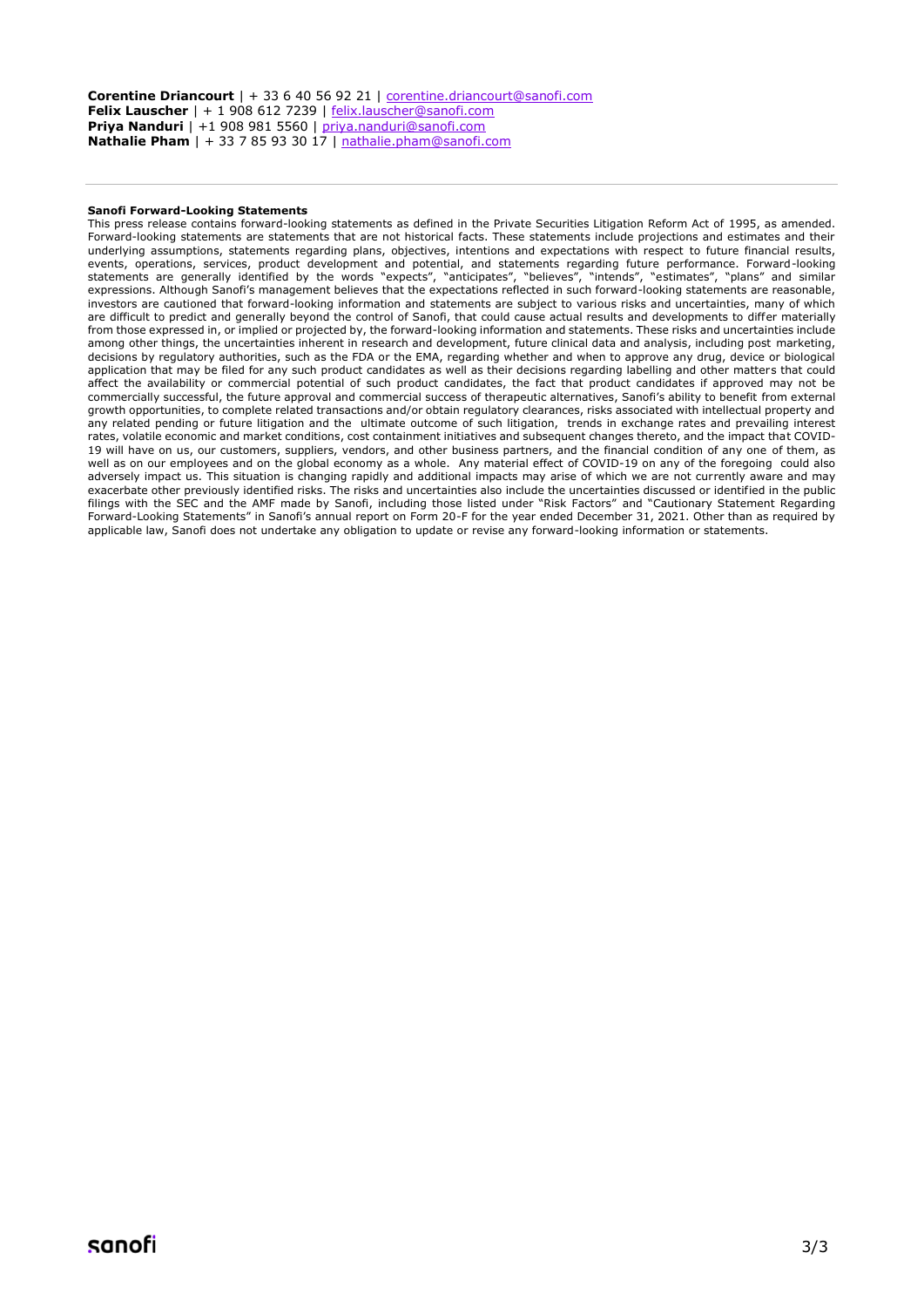**Corentine Driancourt** | + 33 6 40 56 92 21 | corentine.driancourt@sanofi.com
**Felix Lauscher** | + 1 908 612 7239 | felix.lauscher@sanofi.com
**Priya Nanduri** | +1 908 981 5560 | priya.nanduri@sanofi.com
**Nathalie Pham** | + 33 7 85 93 30 17 | nathalie.pham@sanofi.com

---

**Sanofi Forward-Looking Statements**

This press release contains forward-looking statements as defined in the Private Securities Litigation Reform Act of 1995, as amended. Forward-looking statements are statements that are not historical facts. These statements include projections and estimates and their underlying assumptions, statements regarding plans, objectives, intentions and expectations with respect to future financial results, events, operations, services, product development and potential, and statements regarding future performance. Forward-looking statements are generally identified by the words "expects", "anticipates", "believes", "intends", "estimates", "plans" and similar expressions. Although Sanofi's management believes that the expectations reflected in such forward-looking statements are reasonable, investors are cautioned that forward-looking information and statements are subject to various risks and uncertainties, many of which are difficult to predict and generally beyond the control of Sanofi, that could cause actual results and developments to differ materially from those expressed in, or implied or projected by, the forward-looking information and statements. These risks and uncertainties include among other things, the uncertainties inherent in research and development, future clinical data and analysis, including post marketing, decisions by regulatory authorities, such as the FDA or the EMA, regarding whether and when to approve any drug, device or biological application that may be filed for any such product candidates as well as their decisions regarding labelling and other matters that could affect the availability or commercial potential of such product candidates, the fact that product candidates if approved may not be commercially successful, the future approval and commercial success of therapeutic alternatives, Sanofi's ability to benefit from external growth opportunities, to complete related transactions and/or obtain regulatory clearances, risks associated with intellectual property and any related pending or future litigation and the ultimate outcome of such litigation, trends in exchange rates and prevailing interest rates, volatile economic and market conditions, cost containment initiatives and subsequent changes thereto, and the impact that COVID-19 will have on us, our customers, suppliers, vendors, and other business partners, and the financial condition of any one of them, as well as on our employees and on the global economy as a whole. Any material effect of COVID-19 on any of the foregoing could also adversely impact us. This situation is changing rapidly and additional impacts may arise of which we are not currently aware and may exacerbate other previously identified risks. The risks and uncertainties also include the uncertainties discussed or identified in the public filings with the SEC and the AMF made by Sanofi, including those listed under "Risk Factors" and "Cautionary Statement Regarding Forward-Looking Statements" in Sanofi's annual report on Form 20-F for the year ended December 31, 2021. Other than as required by applicable law, Sanofi does not undertake any obligation to update or revise any forward-looking information or statements.